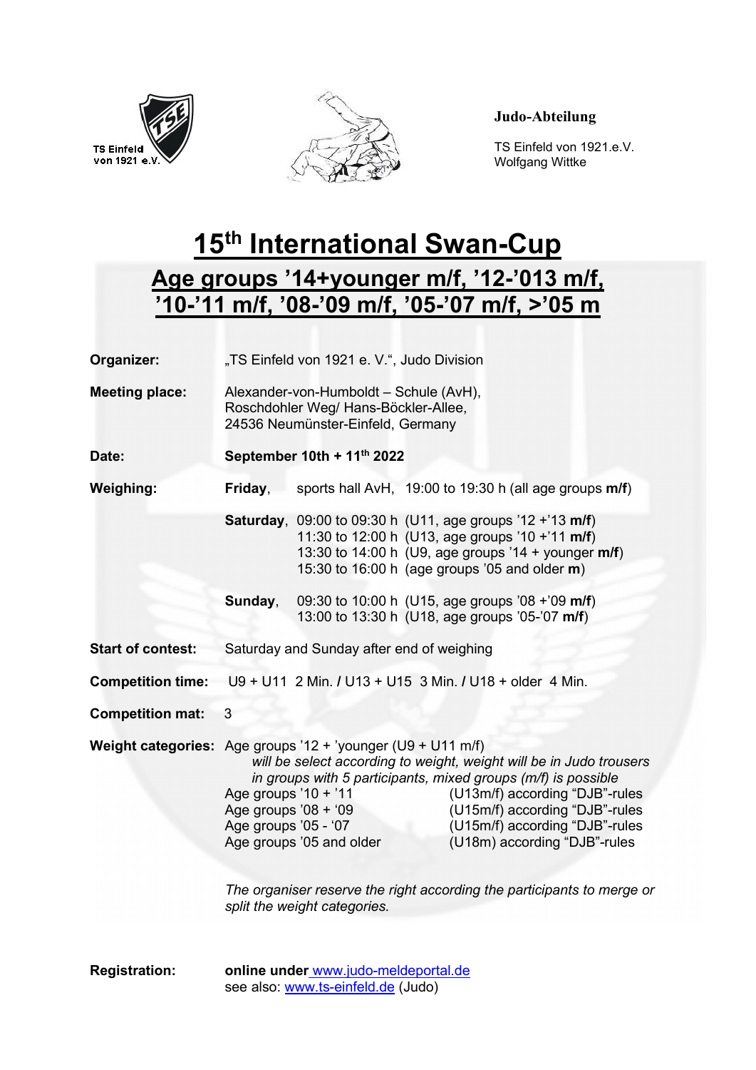TS Einfeld von 1921 e.V.

**Judo-Abteilung**

TS Einfeld von 1921.e.V.
Wolfgang Wittke

# 15th International Swan-Cup

## Age groups ’14+younger m/f, ’12-’013 m/f, ’10-’11 m/f, ’08-’09 m/f, ’05-’07 m/f, >’05 m

**Organizer:** „TS Einfeld von 1921 e. V.“, Judo Division

**Meeting place:** Alexander-von-Humboldt – Schule (AvH),
Roschdohler Weg/ Hans-Böckler-Allee,
24536 Neumünster-Einfeld, Germany

**Date:** **September 10th + 11th 2022**

**Weighing:**

**Friday**, sports hall AvH, 19:00 to 19:30 h (all age groups **m/f**)

**Saturday**, 09:00 to 09:30 h (U11, age groups ’12 +’13 **m/f**)
11:30 to 12:00 h (U13, age groups ’10 +’11 **m/f**)
13:30 to 14:00 h (U9, age groups ’14 + younger **m/f**)
15:30 to 16:00 h (age groups ’05 and older **m**)

**Sunday**, 09:30 to 10:00 h (U15, age groups ’08 +’09 **m/f**)
13:00 to 13:30 h (U18, age groups ’05-’07 **m/f**)

**Start of contest:** Saturday and Sunday after end of weighing

**Competition time:** U9 + U11 2 Min. **/** U13 + U15 3 Min. **/** U18 + older 4 Min.

**Competition mat:** 3

**Weight categories:** Age groups ’12 + ’younger (U9 + U11 m/f)
*will be select according to weight, weight will be in Judo trousers in groups with 5 participants, mixed groups (m/f) is possible*

| | |
|---|---|
| Age groups ’10 + ’11 | (U13m/f) according “DJB”-rules |
| Age groups ’08 + ‘09 | (U15m/f) according “DJB”-rules |
| Age groups ’05 - ‘07 | (U15m/f) according “DJB”-rules |
| Age groups ’05 and older | (U18m) according “DJB”-rules |

*The organiser reserve the right according the participants to merge or split the weight categories.*

**Registration:** **online under** www.judo-meldeportal.de
see also: www.ts-einfeld.de (Judo)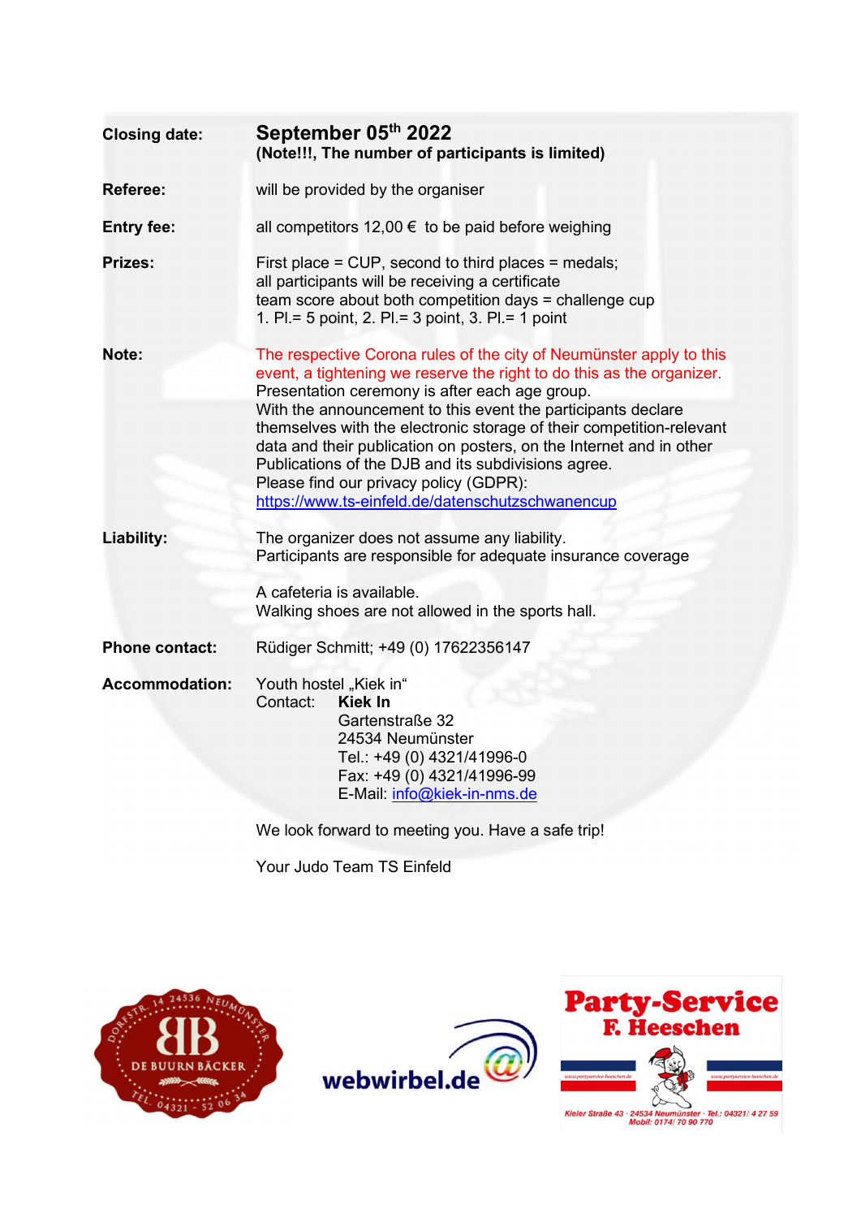| | |
|---|---|
| **Closing date:** | **September 05th 2022** **(Note!!!, The number of participants is limited)** |
| **Referee:** | will be provided by the organiser |
| **Entry fee:** | all competitors 12,00 € to be paid before weighing |
| **Prizes:** | First place = CUP, second to third places = medals; all participants will be receiving a certificate team score about both competition days = challenge cup 1. Pl.= 5 point, 2. Pl.= 3 point, 3. Pl.= 1 point |
| **Note:** | The respective Corona rules of the city of Neumünster apply to this event, a tightening we reserve the right to do this as the organizer. Presentation ceremony is after each age group. With the announcement to this event the participants declare themselves with the electronic storage of their competition-relevant data and their publication on posters, on the Internet and in other Publications of the DJB and its subdivisions agree. Please find our privacy policy (GDPR): https://www.ts-einfeld.de/datenschutzschwanencup |
| **Liability:** | The organizer does not assume any liability. Participants are responsible for adequate insurance coverage |
| | A cafeteria is available. Walking shoes are not allowed in the sports hall. |
| **Phone contact:** | Rüdiger Schmitt; +49 (0) 17622356147 |
| **Accommodation:** | Youth hostel „Kiek in“ Contact: **Kiek In** Gartenstraße 32 24534 Neumünster Tel.: +49 (0) 4321/41996-0 Fax: +49 (0) 4321/41996-99 E-Mail: info@kiek-in-nms.de |

We look forward to meeting you. Have a safe trip!

Your Judo Team TS Einfeld

DORFSTR. 14 24536 NEUMÜNSTER
BB
DE BUURN BÄCKER
TEL. 04321 - 52 06 34

webwirbel.de

Party-Service
F. Heeschen

Kieler Straße 43 · 24534 Neumünster · Tel.: 04321/ 4 27 59
Mobil: 0174/ 70 90 770